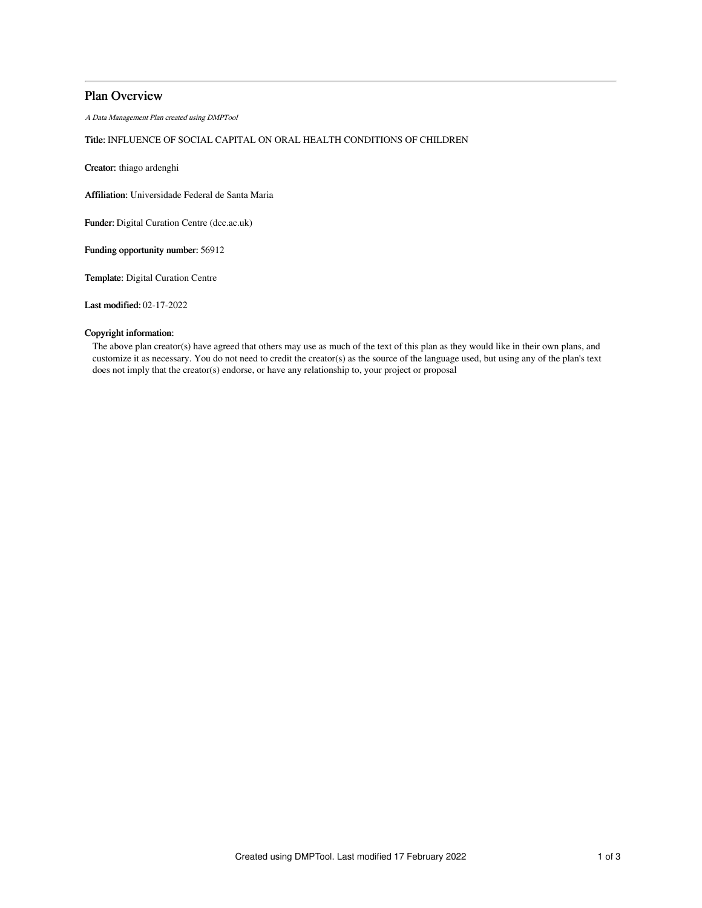# Plan Overview

*A Data Management Plan created using DMPTool*

**Title:** INFLUENCE OF SOCIAL CAPITAL ON ORAL HEALTH CONDITIONS OF CHILDREN

**Creator:** thiago ardenghi

**Affiliation:** Universidade Federal de Santa Maria

**Funder:** Digital Curation Centre (dcc.ac.uk)

**Funding opportunity number:** 56912

**Template:** Digital Curation Centre

**Last modified:** 02-17-2022

**Copyright information:**

The above plan creator(s) have agreed that others may use as much of the text of this plan as they would like in their own plans, and customize it as necessary. You do not need to credit the creator(s) as the source of the language used, but using any of the plan's text does not imply that the creator(s) endorse, or have any relationship to, your project or proposal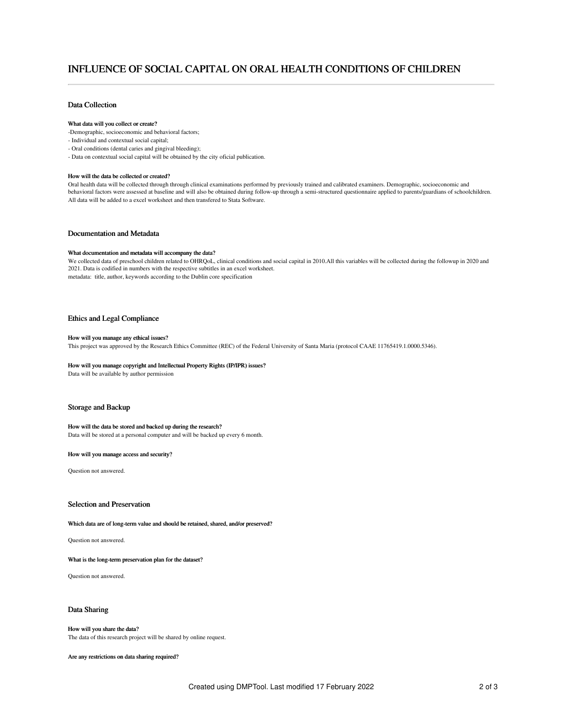# INFLUENCE OF SOCIAL CAPITAL ON ORAL HEALTH CONDITIONS OF CHILDREN

## Data Collection

**What data will you collect or create?**

-Demographic, socioeconomic and behavioral factors;
- Individual and contextual social capital;
- Oral conditions (dental caries and gingival bleeding);
- Data on contextual social capital will be obtained by the city oficial publication.

**How will the data be collected or created?**

Oral health data will be collected through through clinical examinations performed by previously trained and calibrated examiners. Demographic, socioeconomic and behavioral factors were assessed at baseline and will also be obtained during follow-up through a semi-structured questionnaire applied to parents/guardians of schoolchildren. All data will be added to a excel worksheet and then transfered to Stata Software.

## Documentation and Metadata

**What documentation and metadata will accompany the data?**

We collected data of preschool children related to OHRQoL, clinical conditions and social capital in 2010.All this variables will be collected during the followup in 2020 and 2021. Data is codified in numbers with the respective subtitles in an excel worksheet.
metadata: title, author, keywords according to the Dublin core specification

## Ethics and Legal Compliance

**How will you manage any ethical issues?**

This project was approved by the Research Ethics Committee (REC) of the Federal University of Santa Maria (protocol CAAE 11765419.1.0000.5346).

**How will you manage copyright and Intellectual Property Rights (IP/IPR) issues?**

Data will be available by author permission

## Storage and Backup

**How will the data be stored and backed up during the research?**

Data will be stored at a personal computer and will be backed up every 6 month.

**How will you manage access and security?**

Question not answered.

## Selection and Preservation

**Which data are of long-term value and should be retained, shared, and/or preserved?**

Question not answered.

**What is the long-term preservation plan for the dataset?**

Question not answered.

## Data Sharing

**How will you share the data?**

The data of this research project will be shared by online request.

**Are any restrictions on data sharing required?**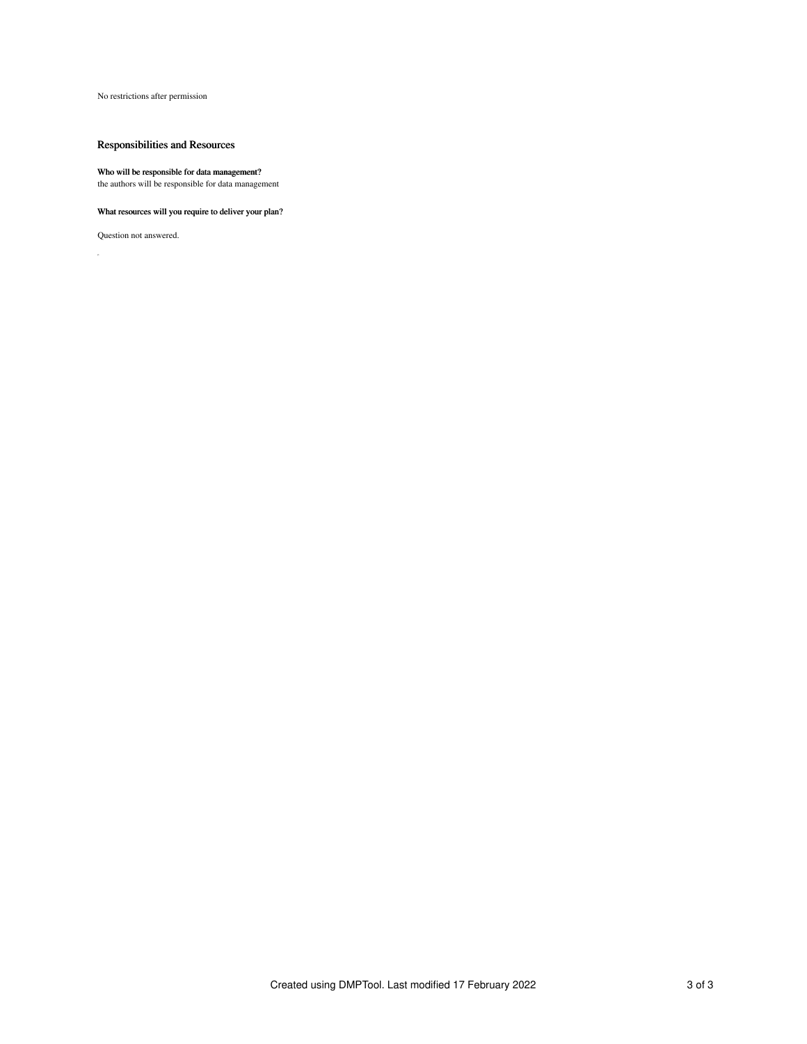No restrictions after permission

## Responsibilities and Resources

**Who will be responsible for data management?**
the authors will be responsible for data management

**What resources will you require to deliver your plan?**

Question not answered.